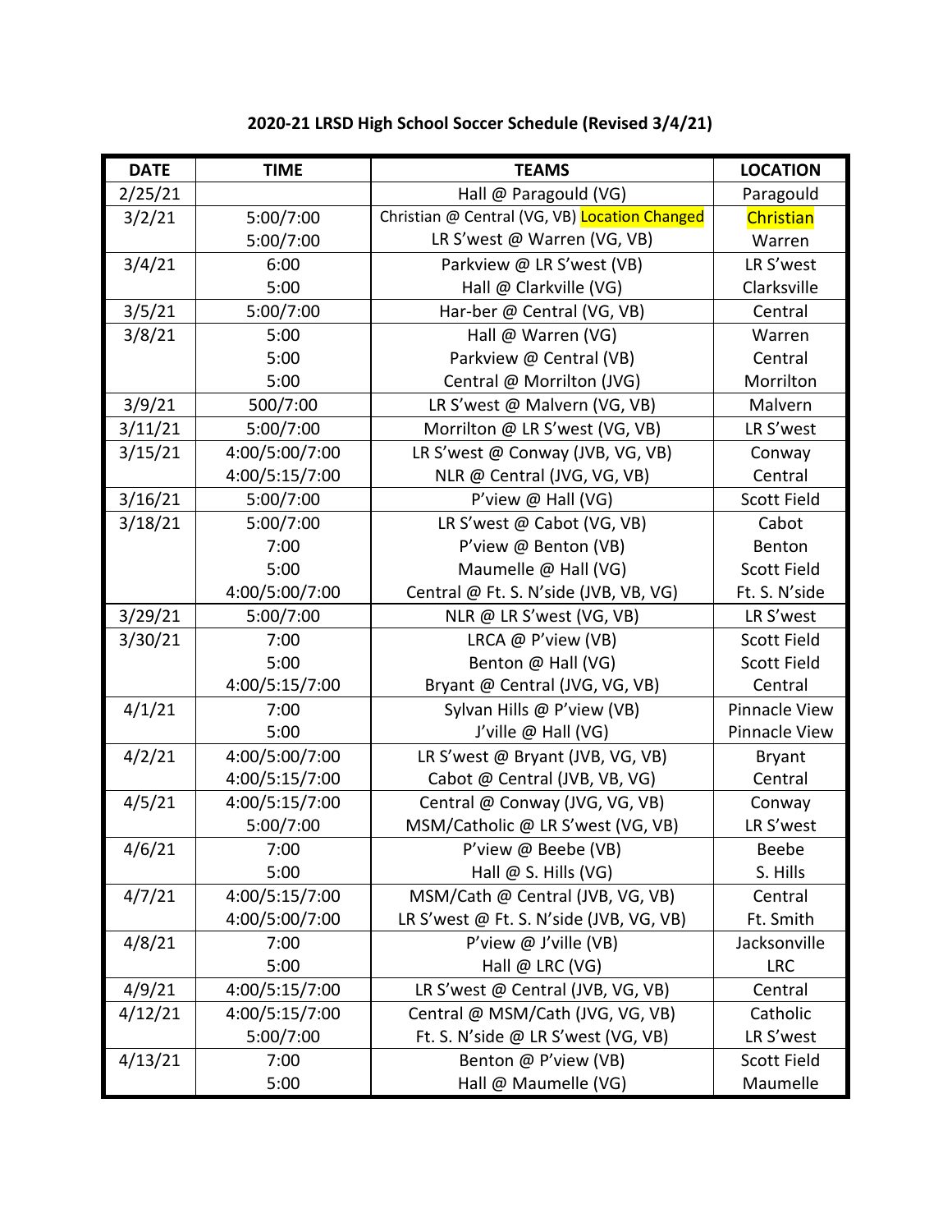**2020-21 LRSD High School Soccer Schedule (Revised 3/4/21)**

| DATE | TIME | TEAMS | LOCATION |
|---|---|---|---|
| 2/25/21 | | Hall @ Paragould (VG) | Paragould |
| 3/2/21 | 5:00/7:00 | Christian @ Central (VG, VB) Location Changed | Christian |
| | 5:00/7:00 | LR S'west @ Warren (VG, VB) | Warren |
| 3/4/21 | 6:00 | Parkview @ LR S'west (VB) | LR S'west |
| | 5:00 | Hall @ Clarkville (VG) | Clarksville |
| 3/5/21 | 5:00/7:00 | Har-ber @ Central (VG, VB) | Central |
| 3/8/21 | 5:00 | Hall @ Warren (VG) | Warren |
| | 5:00 | Parkview @ Central (VB) | Central |
| | 5:00 | Central @ Morrilton (JVG) | Morrilton |
| 3/9/21 | 500/7:00 | LR S'west @ Malvern (VG, VB) | Malvern |
| 3/11/21 | 5:00/7:00 | Morrilton @ LR S'west (VG, VB) | LR S'west |
| 3/15/21 | 4:00/5:00/7:00 | LR S'west @ Conway (JVB, VG, VB) | Conway |
| | 4:00/5:15/7:00 | NLR @ Central (JVG, VG, VB) | Central |
| 3/16/21 | 5:00/7:00 | P'view @ Hall (VG) | Scott Field |
| 3/18/21 | 5:00/7:00 | LR S'west @ Cabot (VG, VB) | Cabot |
| | 7:00 | P'view @ Benton (VB) | Benton |
| | 5:00 | Maumelle @ Hall (VG) | Scott Field |
| | 4:00/5:00/7:00 | Central @ Ft. S. N'side (JVB, VB, VG) | Ft. S. N'side |
| 3/29/21 | 5:00/7:00 | NLR @ LR S'west (VG, VB) | LR S'west |
| 3/30/21 | 7:00 | LRCA @ P'view (VB) | Scott Field |
| | 5:00 | Benton @ Hall (VG) | Scott Field |
| | 4:00/5:15/7:00 | Bryant @ Central (JVG, VG, VB) | Central |
| 4/1/21 | 7:00 | Sylvan Hills @ P'view (VB) | Pinnacle View |
| | 5:00 | J'ville @ Hall (VG) | Pinnacle View |
| 4/2/21 | 4:00/5:00/7:00 | LR S'west @ Bryant (JVB, VG, VB) | Bryant |
| | 4:00/5:15/7:00 | Cabot @ Central (JVB, VB, VG) | Central |
| 4/5/21 | 4:00/5:15/7:00 | Central @ Conway (JVG, VG, VB) | Conway |
| | 5:00/7:00 | MSM/Catholic @ LR S'west (VG, VB) | LR S'west |
| 4/6/21 | 7:00 | P'view @ Beebe (VB) | Beebe |
| | 5:00 | Hall @ S. Hills (VG) | S. Hills |
| 4/7/21 | 4:00/5:15/7:00 | MSM/Cath @ Central (JVB, VG, VB) | Central |
| | 4:00/5:00/7:00 | LR S'west @ Ft. S. N'side (JVB, VG, VB) | Ft. Smith |
| 4/8/21 | 7:00 | P'view @ J'ville (VB) | Jacksonville |
| | 5:00 | Hall @ LRC (VG) | LRC |
| 4/9/21 | 4:00/5:15/7:00 | LR S'west @ Central (JVB, VG, VB) | Central |
| 4/12/21 | 4:00/5:15/7:00 | Central @ MSM/Cath (JVG, VG, VB) | Catholic |
| | 5:00/7:00 | Ft. S. N'side @ LR S'west (VG, VB) | LR S'west |
| 4/13/21 | 7:00 | Benton @ P'view (VB) | Scott Field |
| | 5:00 | Hall @ Maumelle (VG) | Maumelle |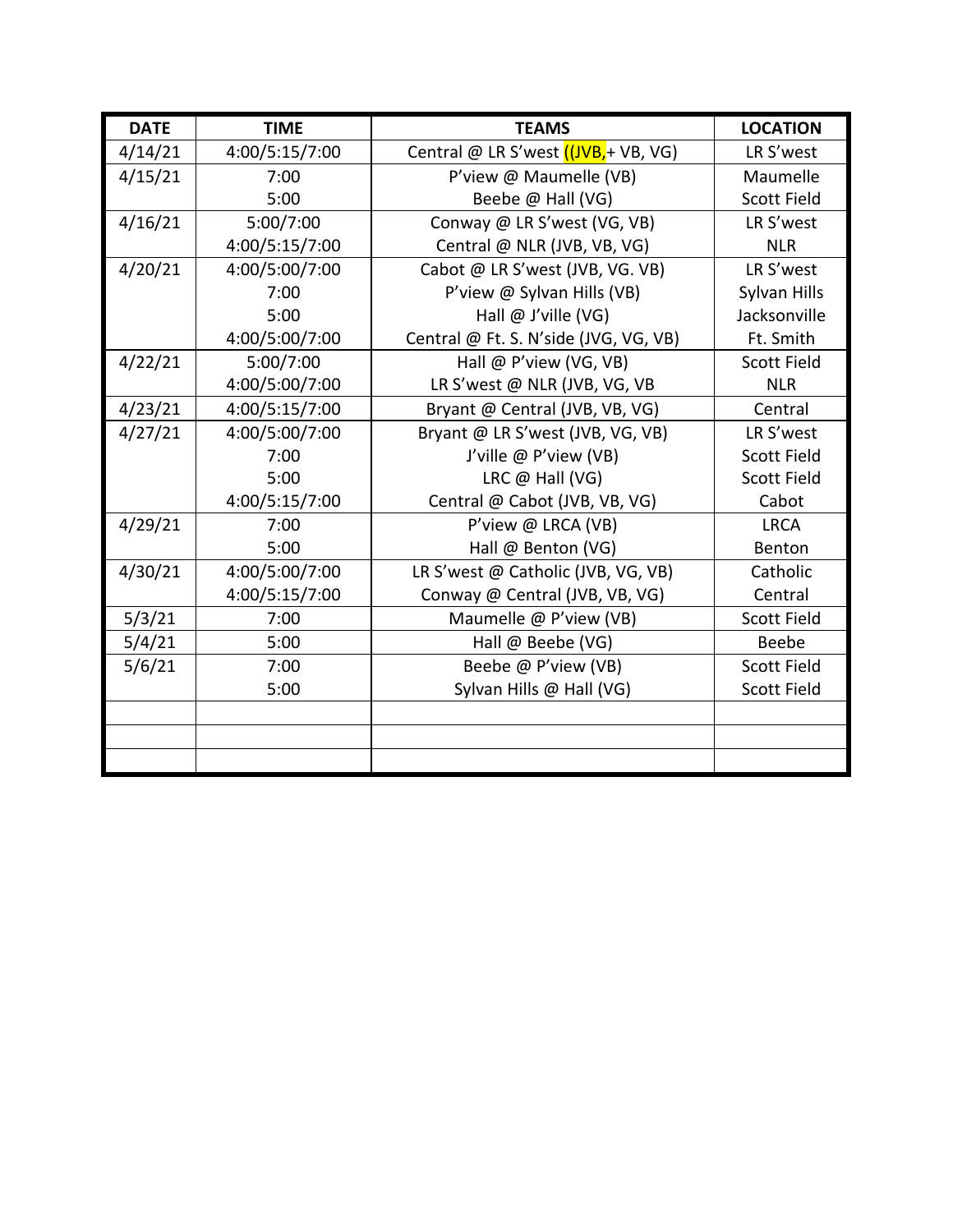| DATE | TIME | TEAMS | LOCATION |
| --- | --- | --- | --- |
| 4/14/21 | 4:00/5:15/7:00 | Central @ LR S'west ((JVB,+ VB, VG) | LR S'west |
| 4/15/21 | 7:00 | P'view @ Maumelle (VB) | Maumelle |
| | 5:00 | Beebe @ Hall (VG) | Scott Field |
| 4/16/21 | 5:00/7:00 | Conway @ LR S'west (VG, VB) | LR S'west |
| | 4:00/5:15/7:00 | Central @ NLR (JVB, VB, VG) | NLR |
| 4/20/21 | 4:00/5:00/7:00 | Cabot @ LR S'west (JVB, VG. VB) | LR S'west |
| | 7:00 | P'view @ Sylvan Hills (VB) | Sylvan Hills |
| | 5:00 | Hall @ J'ville (VG) | Jacksonville |
| | 4:00/5:00/7:00 | Central @ Ft. S. N'side (JVG, VG, VB) | Ft. Smith |
| 4/22/21 | 5:00/7:00 | Hall @ P'view (VG, VB) | Scott Field |
| | 4:00/5:00/7:00 | LR S'west @ NLR (JVB, VG, VB | NLR |
| 4/23/21 | 4:00/5:15/7:00 | Bryant @ Central (JVB, VB, VG) | Central |
| 4/27/21 | 4:00/5:00/7:00 | Bryant @ LR S'west (JVB, VG, VB) | LR S'west |
| | 7:00 | J'ville @ P'view (VB) | Scott Field |
| | 5:00 | LRC @ Hall (VG) | Scott Field |
| | 4:00/5:15/7:00 | Central @ Cabot (JVB, VB, VG) | Cabot |
| 4/29/21 | 7:00 | P'view @ LRCA (VB) | LRCA |
| | 5:00 | Hall @ Benton (VG) | Benton |
| 4/30/21 | 4:00/5:00/7:00 | LR S'west @ Catholic (JVB, VG, VB) | Catholic |
| | 4:00/5:15/7:00 | Conway @ Central (JVB, VB, VG) | Central |
| 5/3/21 | 7:00 | Maumelle @ P'view (VB) | Scott Field |
| 5/4/21 | 5:00 | Hall @ Beebe (VG) | Beebe |
| 5/6/21 | 7:00 | Beebe @ P'view (VB) | Scott Field |
| | 5:00 | Sylvan Hills @ Hall (VG) | Scott Field |
| | | | |
| | | | |
| | | | |